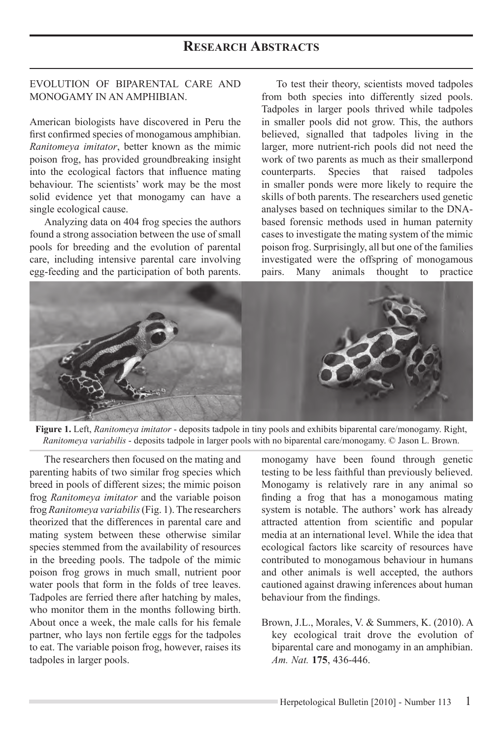# Research Abstracts

## EVOLUTION OF BIPARENTAL CARE AND MONOGAMY IN AN AMPHIBIAN.

American biologists have discovered in Peru the first confirmed species of monogamous amphibian. *Ranitomeya imitator*, better known as the mimic poison frog, has provided groundbreaking insight into the ecological factors that influence mating behaviour. The scientists' work may be the most solid evidence yet that monogamy can have a single ecological cause.

Analyzing data on 404 frog species the authors found a strong association between the use of small pools for breeding and the evolution of parental care, including intensive parental care involving egg-feeding and the participation of both parents.

To test their theory, scientists moved tadpoles from both species into differently sized pools. Tadpoles in larger pools thrived while tadpoles in smaller pools did not grow. This, the authors believed, signalled that tadpoles living in the larger, more nutrient-rich pools did not need the work of two parents as much as their smallerpond counterparts. Species that raised tadpoles in smaller ponds were more likely to require the skills of both parents. The researchers used genetic analyses based on techniques similar to the DNA-based forensic methods used in human paternity cases to investigate the mating system of the mimic poison frog. Surprisingly, all but one of the families investigated were the offspring of monogamous pairs. Many animals thought to practice monogamy have been found through genetic testing to be less faithful than previously believed. Monogamy is relatively rare in any animal so finding a frog that has a monogamous mating system is notable. The authors' work has already attracted attention from scientific and popular media at an international level. While the idea that ecological factors like scarcity of resources have contributed to monogamous behaviour in humans and other animals is well accepted, the authors cautioned against drawing inferences about human behaviour from the findings.

**Figure 1.** Left, *Ranitomeya imitator* - deposits tadpole in tiny pools and exhibits biparental care/monogamy. Right, *Ranitomeya variabilis* - deposits tadpole in larger pools with no biparental care/monogamy. © Jason L. Brown.

The researchers then focused on the mating and parenting habits of two similar frog species which breed in pools of different sizes; the mimic poison frog *Ranitomeya imitator* and the variable poison frog *Ranitomeya variabilis* (Fig. 1). The researchers theorized that the differences in parental care and mating system between these otherwise similar species stemmed from the availability of resources in the breeding pools. The tadpole of the mimic poison frog grows in much small, nutrient poor water pools that form in the folds of tree leaves. Tadpoles are ferried there after hatching by males, who monitor them in the months following birth. About once a week, the male calls for his female partner, who lays non fertile eggs for the tadpoles to eat. The variable poison frog, however, raises its tadpoles in larger pools.

Brown, J.L., Morales, V. & Summers, K. (2010). A key ecological trait drove the evolution of biparental care and monogamy in an amphibian. *Am. Nat.* **175**, 436-446.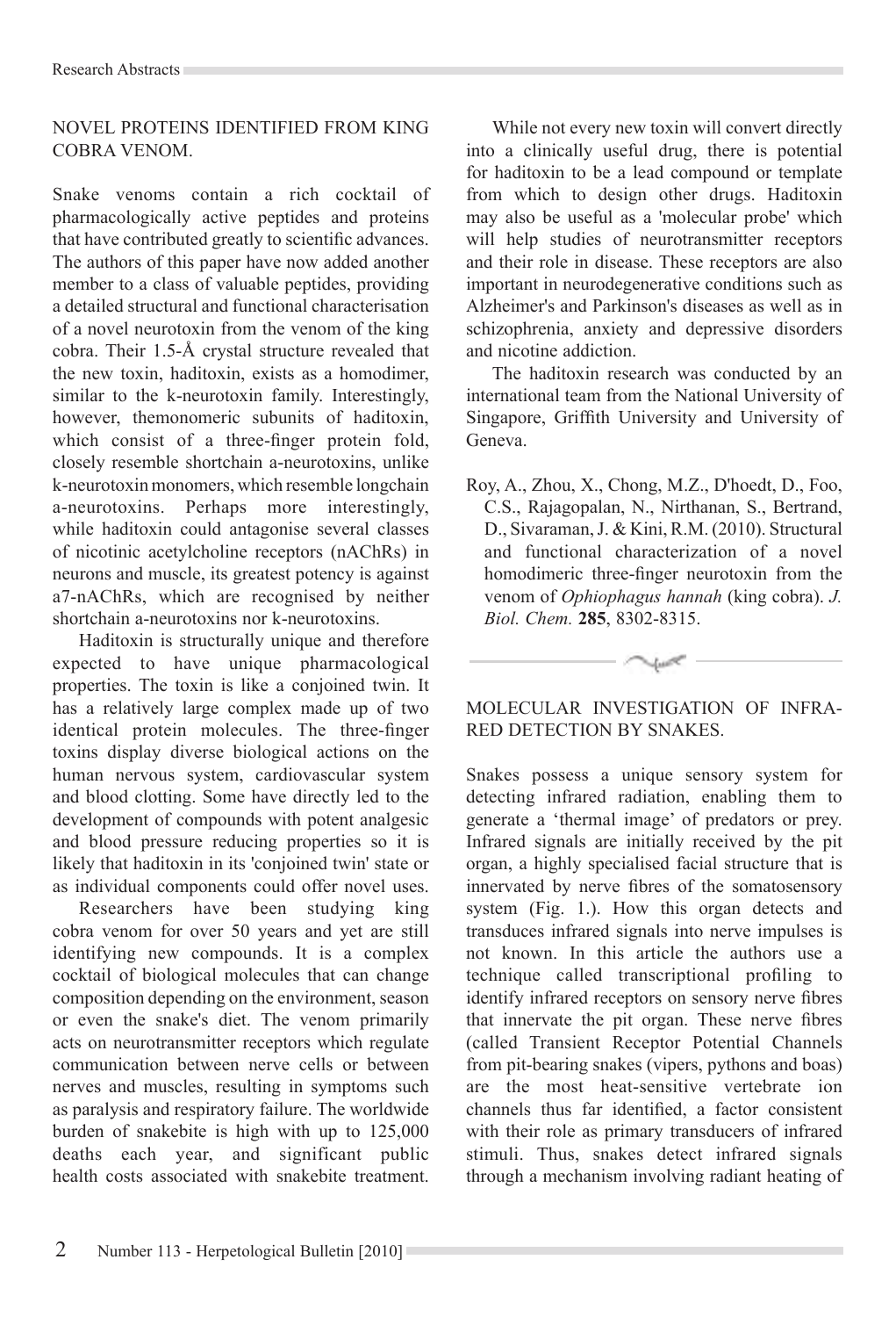## NOVEL PROTEINS IDENTIFIED FROM KING COBRA VENOM.

Snake venoms contain a rich cocktail of pharmacologically active peptides and proteins that have contributed greatly to scientific advances. The authors of this paper have now added another member to a class of valuable peptides, providing a detailed structural and functional characterisation of a novel neurotoxin from the venom of the king cobra. Their 1.5-Å crystal structure revealed that the new toxin, haditoxin, exists as a homodimer, similar to the k-neurotoxin family. Interestingly, however, themonomeric subunits of haditoxin, which consist of a three-finger protein fold, closely resemble shortchain a-neurotoxins, unlike k-neurotoxin monomers, which resemble longchain a-neurotoxins. Perhaps more interestingly, while haditoxin could antagonise several classes of nicotinic acetylcholine receptors (nAChRs) in neurons and muscle, its greatest potency is against a7-nAChRs, which are recognised by neither shortchain a-neurotoxins nor k-neurotoxins.

Haditoxin is structurally unique and therefore expected to have unique pharmacological properties. The toxin is like a conjoined twin. It has a relatively large complex made up of two identical protein molecules. The three-finger toxins display diverse biological actions on the human nervous system, cardiovascular system and blood clotting. Some have directly led to the development of compounds with potent analgesic and blood pressure reducing properties so it is likely that haditoxin in its 'conjoined twin' state or as individual components could offer novel uses.

Researchers have been studying king cobra venom for over 50 years and yet are still identifying new compounds. It is a complex cocktail of biological molecules that can change composition depending on the environment, season or even the snake's diet. The venom primarily acts on neurotransmitter receptors which regulate communication between nerve cells or between nerves and muscles, resulting in symptoms such as paralysis and respiratory failure. The worldwide burden of snakebite is high with up to 125,000 deaths each year, and significant public health costs associated with snakebite treatment.

While not every new toxin will convert directly into a clinically useful drug, there is potential for haditoxin to be a lead compound or template from which to design other drugs. Haditoxin may also be useful as a 'molecular probe' which will help studies of neurotransmitter receptors and their role in disease. These receptors are also important in neurodegenerative conditions such as Alzheimer's and Parkinson's diseases as well as in schizophrenia, anxiety and depressive disorders and nicotine addiction.

The haditoxin research was conducted by an international team from the National University of Singapore, Griffith University and University of Geneva.

Roy, A., Zhou, X., Chong, M.Z., D'hoedt, D., Foo, C.S., Rajagopalan, N., Nirthanan, S., Bertrand, D., Sivaraman, J. & Kini, R.M. (2010). Structural and functional characterization of a novel homodimeric three-finger neurotoxin from the venom of *Ophiophagus hannah* (king cobra). *J. Biol. Chem.* **285**, 8302-8315.

---

## MOLECULAR INVESTIGATION OF INFRA-RED DETECTION BY SNAKES.

Snakes possess a unique sensory system for detecting infrared radiation, enabling them to generate a 'thermal image' of predators or prey. Infrared signals are initially received by the pit organ, a highly specialised facial structure that is innervated by nerve fibres of the somatosensory system (Fig. 1.). How this organ detects and transduces infrared signals into nerve impulses is not known. In this article the authors use a technique called transcriptional profiling to identify infrared receptors on sensory nerve fibres that innervate the pit organ. These nerve fibres (called Transient Receptor Potential Channels from pit-bearing snakes (vipers, pythons and boas) are the most heat-sensitive vertebrate ion channels thus far identified, a factor consistent with their role as primary transducers of infrared stimuli. Thus, snakes detect infrared signals through a mechanism involving radiant heating of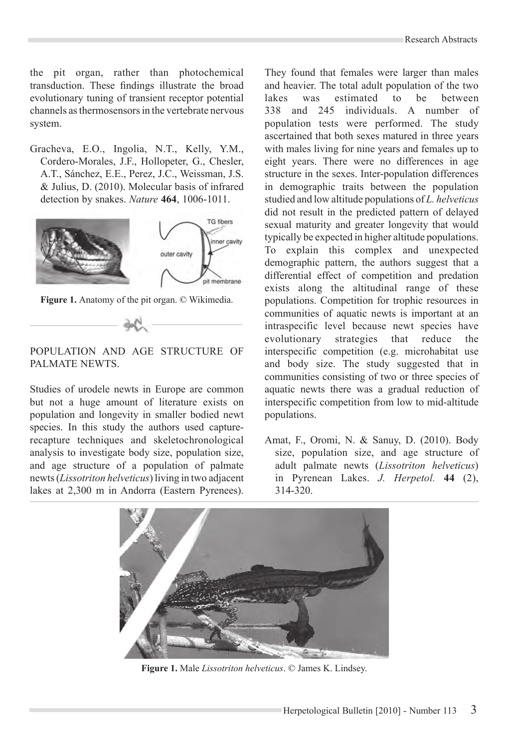the pit organ, rather than photochemical transduction. These findings illustrate the broad evolutionary tuning of transient receptor potential channels as thermosensors in the vertebrate nervous system.

Gracheva, E.O., Ingolia, N.T., Kelly, Y.M., Cordero-Morales, J.F., Hollopeter, G., Chesler, A.T., Sánchez, E.E., Perez, J.C., Weissman, J.S. & Julius, D. (2010). Molecular basis of infrared detection by snakes. *Nature* **464**, 1006-1011.

TG fibers

inner cavity

outer cavity

pit membrane

**Figure 1.** Anatomy of the pit organ. © Wikimedia.

## POPULATION AND AGE STRUCTURE OF PALMATE NEWTS.

Studies of urodele newts in Europe are common but not a huge amount of literature exists on population and longevity in smaller bodied newt species. In this study the authors used capture-recapture techniques and skeletochronological analysis to investigate body size, population size, and age structure of a population of palmate newts (*Lissotriton helveticus*) living in two adjacent lakes at 2,300 m in Andorra (Eastern Pyrenees). They found that females were larger than males and heavier. The total adult population of the two lakes was estimated to be between 338 and 245 individuals. A number of population tests were performed. The study ascertained that both sexes matured in three years with males living for nine years and females up to eight years. There were no differences in age structure in the sexes. Inter-population differences in demographic traits between the population studied and low altitude populations of *L. helveticus* did not result in the predicted pattern of delayed sexual maturity and greater longevity that would typically be expected in higher altitude populations. To explain this complex and unexpected demographic pattern, the authors suggest that a differential effect of competition and predation exists along the altitudinal range of these populations. Competition for trophic resources in communities of aquatic newts is important at an intraspecific level because newt species have evolutionary strategies that reduce the interspecific competition (e.g. microhabitat use and body size. The study suggested that in communities consisting of two or three species of aquatic newts there was a gradual reduction of interspecific competition from low to mid-altitude populations.

Amat, F., Oromi, N. & Sanuy, D. (2010). Body size, population size, and age structure of adult palmate newts (*Lissotriton helveticus*) in Pyrenean Lakes. *J. Herpetol.* **44** (2), 314-320.

**Figure 1.** Male *Lissotriton helveticus*. © James K. Lindsey.